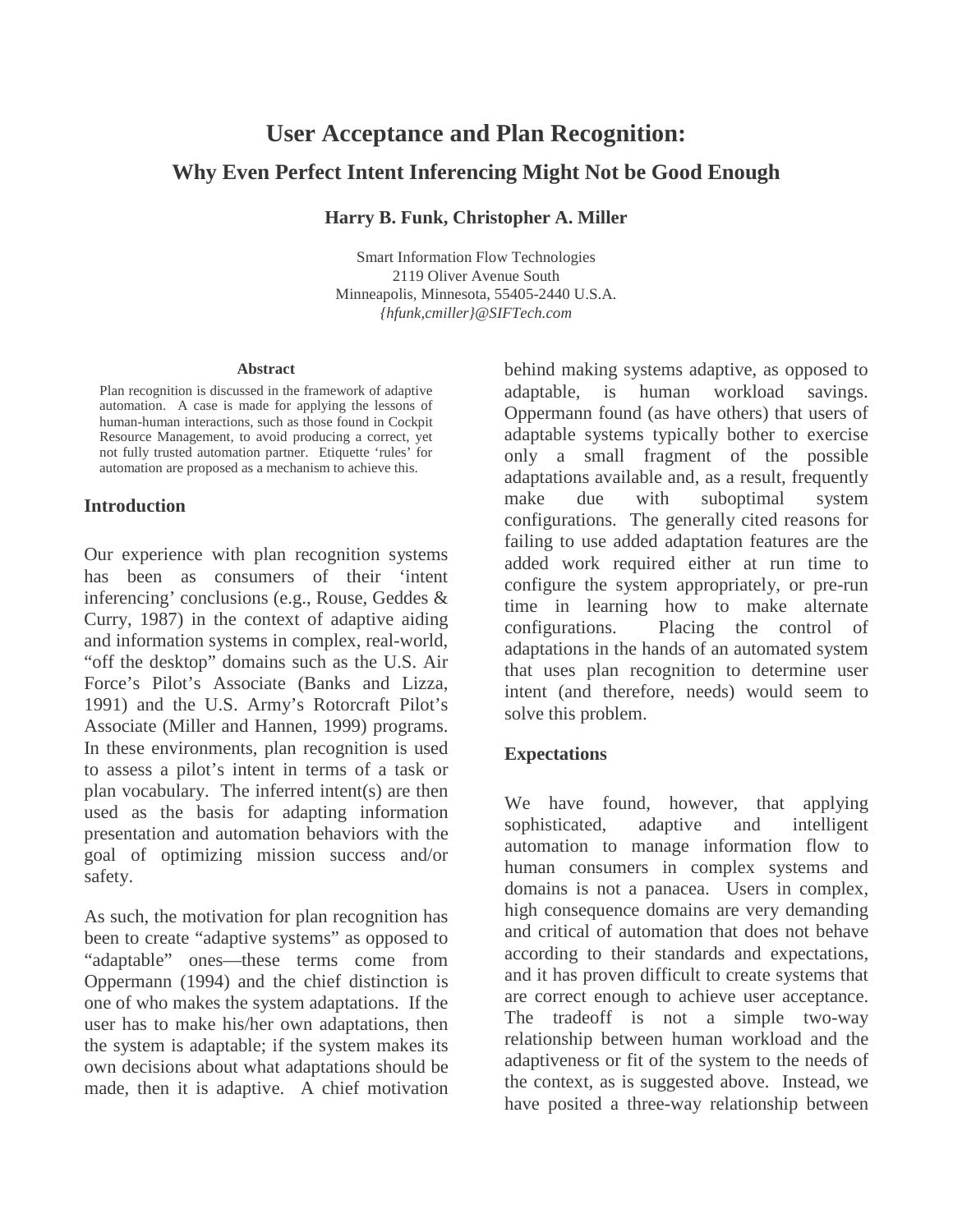# User Acceptance and Plan Recognition:

## Why Even Perfect Intent Inferencing Might Not be Good Enough

**Harry B. Funk, Christopher A. Miller**

Smart Information Flow Technologies
2119 Oliver Avenue South
Minneapolis, Minnesota, 55405-2440 U.S.A.
*{hfunk,cmiller}@SIFTech.com*

**Abstract**

Plan recognition is discussed in the framework of adaptive automation. A case is made for applying the lessons of human-human interactions, such as those found in Cockpit Resource Management, to avoid producing a correct, yet not fully trusted automation partner. Etiquette 'rules' for automation are proposed as a mechanism to achieve this.

### Introduction

Our experience with plan recognition systems has been as consumers of their 'intent inferencing' conclusions (e.g., Rouse, Geddes & Curry, 1987) in the context of adaptive aiding and information systems in complex, real-world, "off the desktop" domains such as the U.S. Air Force's Pilot's Associate (Banks and Lizza, 1991) and the U.S. Army's Rotorcraft Pilot's Associate (Miller and Hannen, 1999) programs. In these environments, plan recognition is used to assess a pilot's intent in terms of a task or plan vocabulary. The inferred intent(s) are then used as the basis for adapting information presentation and automation behaviors with the goal of optimizing mission success and/or safety.

As such, the motivation for plan recognition has been to create "adaptive systems" as opposed to "adaptable" ones—these terms come from Oppermann (1994) and the chief distinction is one of who makes the system adaptations. If the user has to make his/her own adaptations, then the system is adaptable; if the system makes its own decisions about what adaptations should be made, then it is adaptive. A chief motivation behind making systems adaptive, as opposed to adaptable, is human workload savings. Oppermann found (as have others) that users of adaptable systems typically bother to exercise only a small fragment of the possible adaptations available and, as a result, frequently make due with suboptimal system configurations. The generally cited reasons for failing to use added adaptation features are the added work required either at run time to configure the system appropriately, or pre-run time in learning how to make alternate configurations. Placing the control of adaptations in the hands of an automated system that uses plan recognition to determine user intent (and therefore, needs) would seem to solve this problem.

### Expectations

We have found, however, that applying sophisticated, adaptive and intelligent automation to manage information flow to human consumers in complex systems and domains is not a panacea. Users in complex, high consequence domains are very demanding and critical of automation that does not behave according to their standards and expectations, and it has proven difficult to create systems that are correct enough to achieve user acceptance. The tradeoff is not a simple two-way relationship between human workload and the adaptiveness or fit of the system to the needs of the context, as is suggested above. Instead, we have posited a three-way relationship between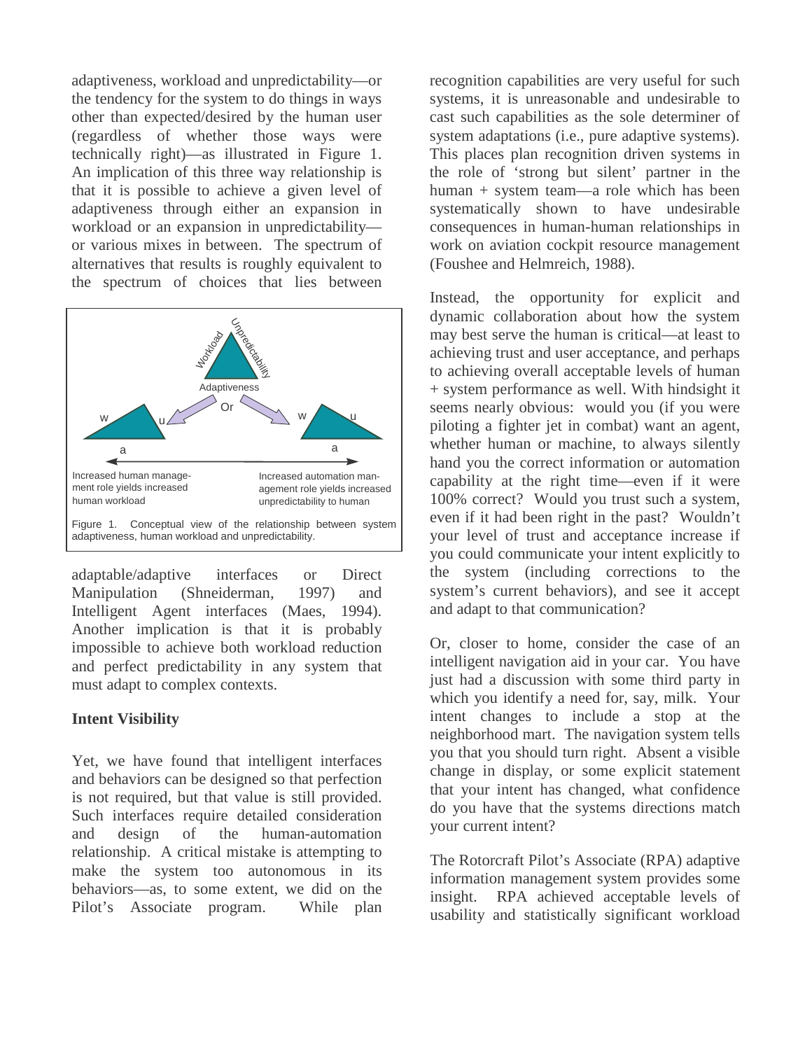adaptiveness, workload and unpredictability—or the tendency for the system to do things in ways other than expected/desired by the human user (regardless of whether those ways were technically right)—as illustrated in Figure 1. An implication of this three way relationship is that it is possible to achieve a given level of adaptiveness through either an expansion in workload or an expansion in unpredictability—or various mixes in between. The spectrum of alternatives that results is roughly equivalent to the spectrum of choices that lies between adaptable/adaptive interfaces or Direct Manipulation (Shneiderman, 1997) and Intelligent Agent interfaces (Maes, 1994). Another implication is that it is probably impossible to achieve both workload reduction and perfect predictability in any system that must adapt to complex contexts.

Figure 1. Conceptual view of the relationship between system adaptiveness, human workload and unpredictability.

## Intent Visibility

Yet, we have found that intelligent interfaces and behaviors can be designed so that perfection is not required, but that value is still provided. Such interfaces require detailed consideration and design of the human-automation relationship. A critical mistake is attempting to make the system too autonomous in its behaviors—as, to some extent, we did on the Pilot's Associate program. While plan recognition capabilities are very useful for such systems, it is unreasonable and undesirable to cast such capabilities as the sole determiner of system adaptations (i.e., pure adaptive systems). This places plan recognition driven systems in the role of 'strong but silent' partner in the human + system team—a role which has been systematically shown to have undesirable consequences in human-human relationships in work on aviation cockpit resource management (Foushee and Helmreich, 1988).

Instead, the opportunity for explicit and dynamic collaboration about how the system may best serve the human is critical—at least to achieving trust and user acceptance, and perhaps to achieving overall acceptable levels of human + system performance as well. With hindsight it seems nearly obvious: would you (if you were piloting a fighter jet in combat) want an agent, whether human or machine, to always silently hand you the correct information or automation capability at the right time—even if it were 100% correct? Would you trust such a system, even if it had been right in the past? Wouldn't your level of trust and acceptance increase if you could communicate your intent explicitly to the system (including corrections to the system's current behaviors), and see it accept and adapt to that communication?

Or, closer to home, consider the case of an intelligent navigation aid in your car. You have just had a discussion with some third party in which you identify a need for, say, milk. Your intent changes to include a stop at the neighborhood mart. The navigation system tells you that you should turn right. Absent a visible change in display, or some explicit statement that your intent has changed, what confidence do you have that the systems directions match your current intent?

The Rotorcraft Pilot's Associate (RPA) adaptive information management system provides some insight. RPA achieved acceptable levels of usability and statistically significant workload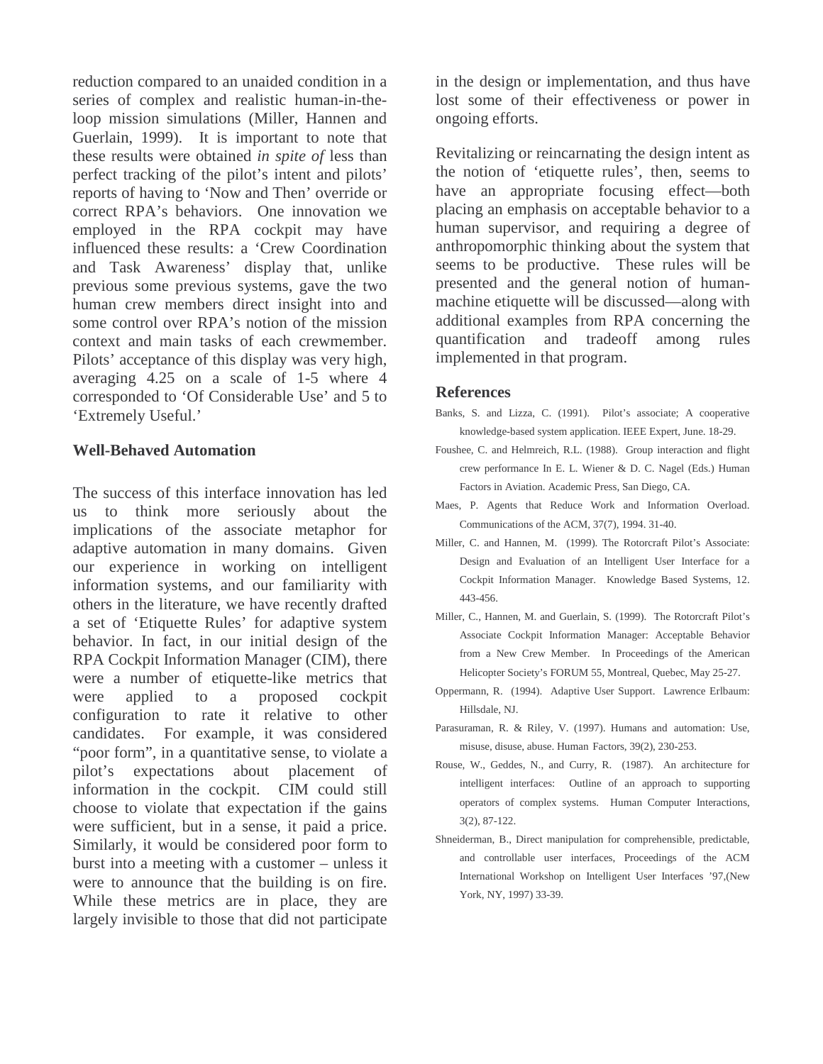reduction compared to an unaided condition in a series of complex and realistic human-in-the-loop mission simulations (Miller, Hannen and Guerlain, 1999). It is important to note that these results were obtained *in spite of* less than perfect tracking of the pilot's intent and pilots' reports of having to 'Now and Then' override or correct RPA's behaviors. One innovation we employed in the RPA cockpit may have influenced these results: a 'Crew Coordination and Task Awareness' display that, unlike previous some previous systems, gave the two human crew members direct insight into and some control over RPA's notion of the mission context and main tasks of each crewmember. Pilots' acceptance of this display was very high, averaging 4.25 on a scale of 1-5 where 4 corresponded to 'Of Considerable Use' and 5 to 'Extremely Useful.'

## Well-Behaved Automation

The success of this interface innovation has led us to think more seriously about the implications of the associate metaphor for adaptive automation in many domains. Given our experience in working on intelligent information systems, and our familiarity with others in the literature, we have recently drafted a set of 'Etiquette Rules' for adaptive system behavior. In fact, in our initial design of the RPA Cockpit Information Manager (CIM), there were a number of etiquette-like metrics that were applied to a proposed cockpit configuration to rate it relative to other candidates. For example, it was considered "poor form", in a quantitative sense, to violate a pilot's expectations about placement of information in the cockpit. CIM could still choose to violate that expectation if the gains were sufficient, but in a sense, it paid a price. Similarly, it would be considered poor form to burst into a meeting with a customer – unless it were to announce that the building is on fire. While these metrics are in place, they are largely invisible to those that did not participate in the design or implementation, and thus have lost some of their effectiveness or power in ongoing efforts.

Revitalizing or reincarnating the design intent as the notion of 'etiquette rules', then, seems to have an appropriate focusing effect—both placing an emphasis on acceptable behavior to a human supervisor, and requiring a degree of anthropomorphic thinking about the system that seems to be productive. These rules will be presented and the general notion of human-machine etiquette will be discussed—along with additional examples from RPA concerning the quantification and tradeoff among rules implemented in that program.

## References

Banks, S. and Lizza, C. (1991). Pilot's associate; A cooperative knowledge-based system application. IEEE Expert, June. 18-29.

Foushee, C. and Helmreich, R.L. (1988). Group interaction and flight crew performance In E. L. Wiener & D. C. Nagel (Eds.) Human Factors in Aviation. Academic Press, San Diego, CA.

Maes, P. Agents that Reduce Work and Information Overload. Communications of the ACM, 37(7), 1994. 31-40.

Miller, C. and Hannen, M. (1999). The Rotorcraft Pilot's Associate: Design and Evaluation of an Intelligent User Interface for a Cockpit Information Manager. Knowledge Based Systems, 12. 443-456.

Miller, C., Hannen, M. and Guerlain, S. (1999). The Rotorcraft Pilot's Associate Cockpit Information Manager: Acceptable Behavior from a New Crew Member. In Proceedings of the American Helicopter Society's FORUM 55, Montreal, Quebec, May 25-27.

Oppermann, R. (1994). Adaptive User Support. Lawrence Erlbaum: Hillsdale, NJ.

Parasuraman, R. & Riley, V. (1997). Humans and automation: Use, misuse, disuse, abuse. Human Factors, 39(2), 230-253.

Rouse, W., Geddes, N., and Curry, R. (1987). An architecture for intelligent interfaces: Outline of an approach to supporting operators of complex systems. Human Computer Interactions, 3(2), 87-122.

Shneiderman, B., Direct manipulation for comprehensible, predictable, and controllable user interfaces, Proceedings of the ACM International Workshop on Intelligent User Interfaces '97,(New York, NY, 1997) 33-39.